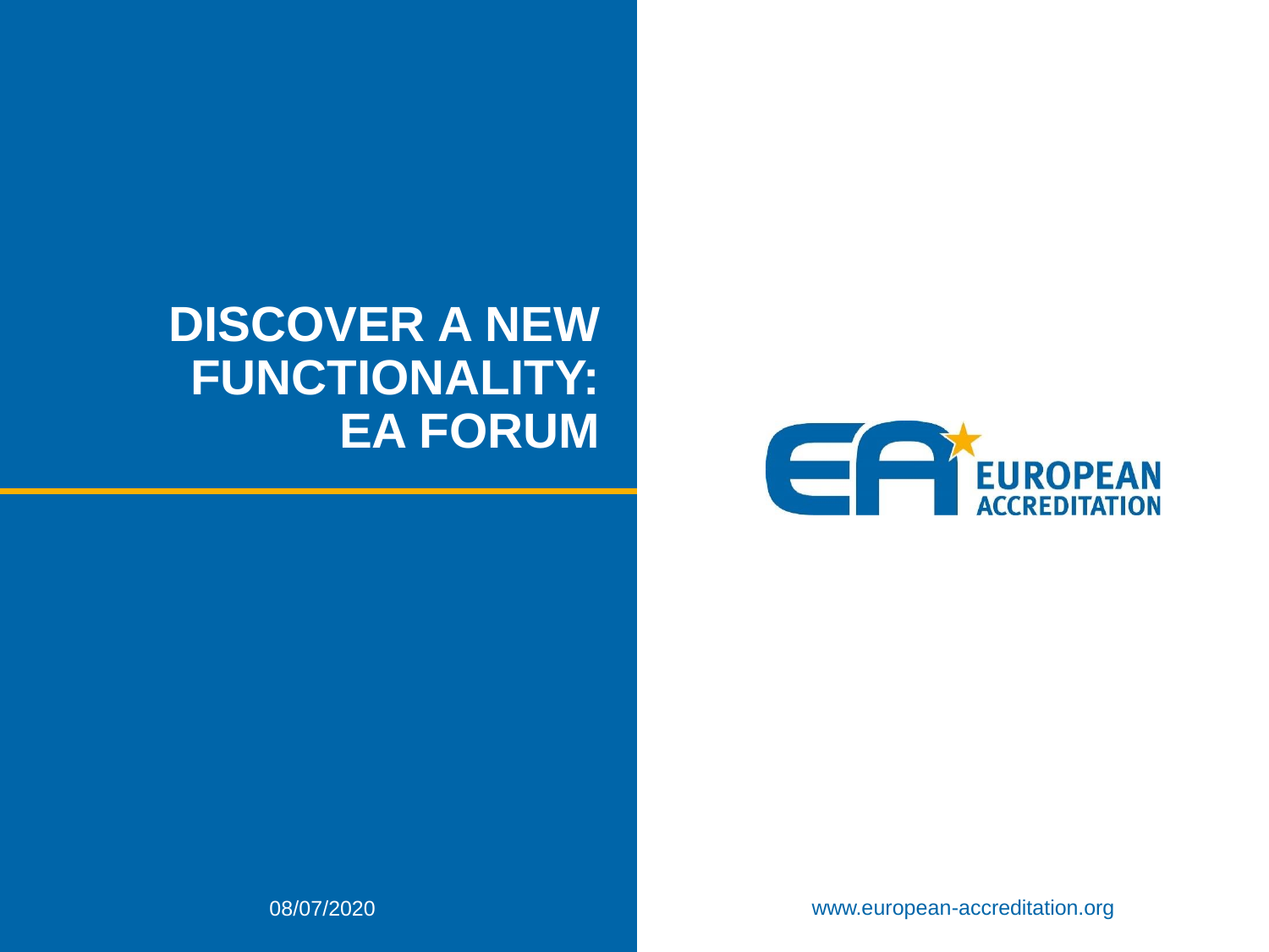# DISCOVER A NEW FUNCTIONALITY: EA FORUM

EUROPEAN ACCREDITATION

08/07/2020

www.european-accreditation.org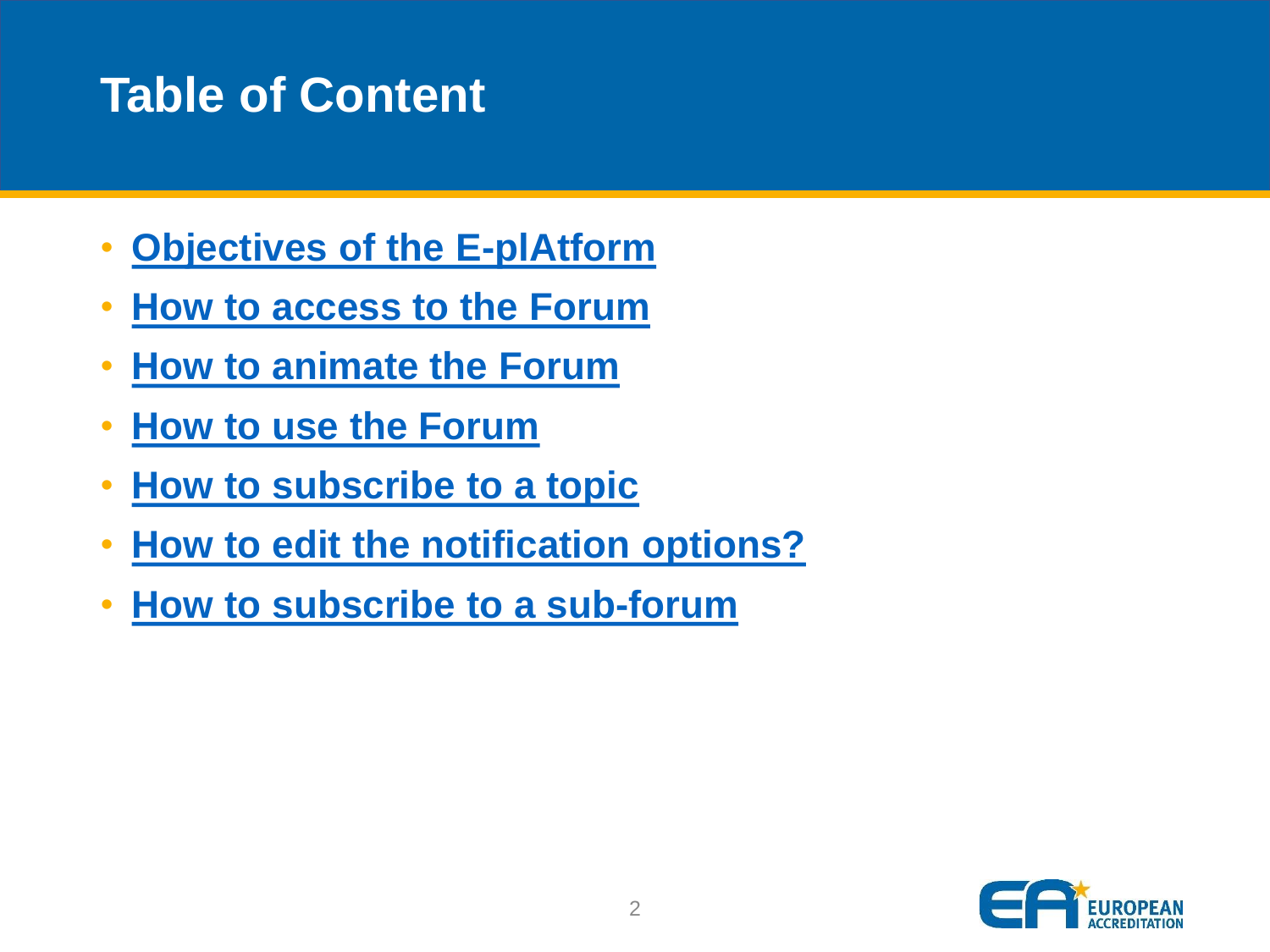# Table of Content

- Objectives of the E-plAtform
- How to access to the Forum
- How to animate the Forum
- How to use the Forum
- How to subscribe to a topic
- How to edit the notification options?
- How to subscribe to a sub-forum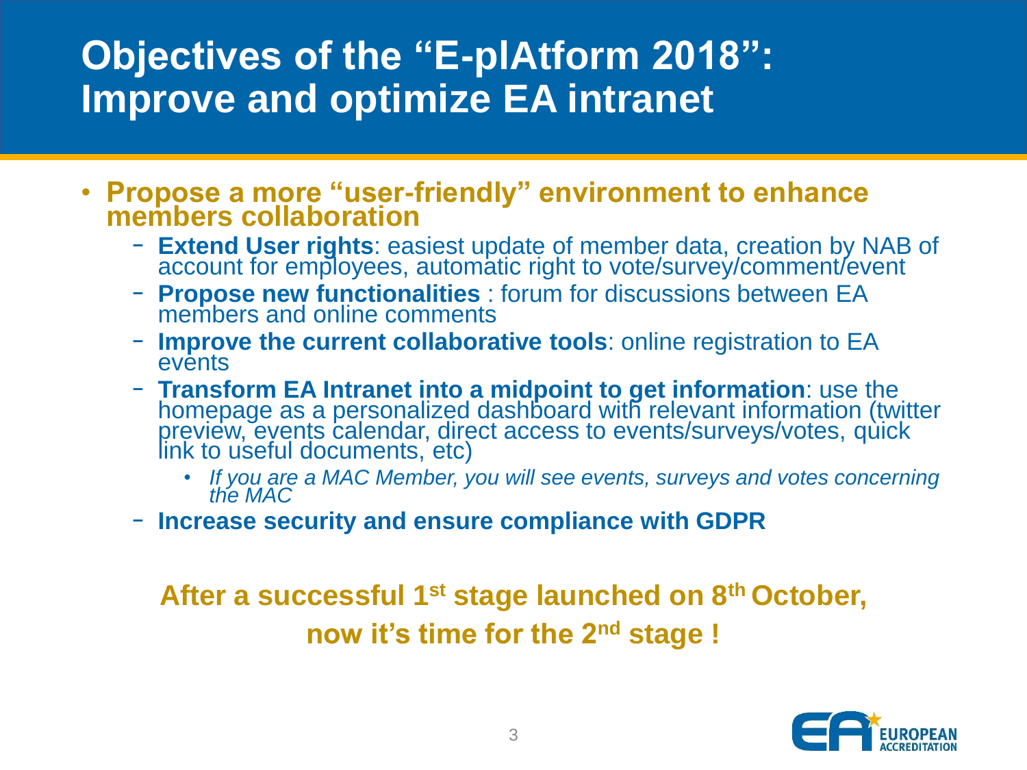# Objectives of the "E-plAtform 2018": Improve and optimize EA intranet

- **Propose a more "user-friendly" environment to enhance members collaboration**
  - **Extend User rights**: easiest update of member data, creation by NAB of account for employees, automatic right to vote/survey/comment/event
  - **Propose new functionalities** : forum for discussions between EA members and online comments
  - **Improve the current collaborative tools**: online registration to EA events
  - **Transform EA Intranet into a midpoint to get information**: use the homepage as a personalized dashboard with relevant information (twitter preview, events calendar, direct access to events/surveys/votes, quick link to useful documents, etc)
    - *If you are a MAC Member, you will see events, surveys and votes concerning the MAC*
  - **Increase security and ensure compliance with GDPR**

**After a successful 1st stage launched on 8th October, now it's time for the 2nd stage !**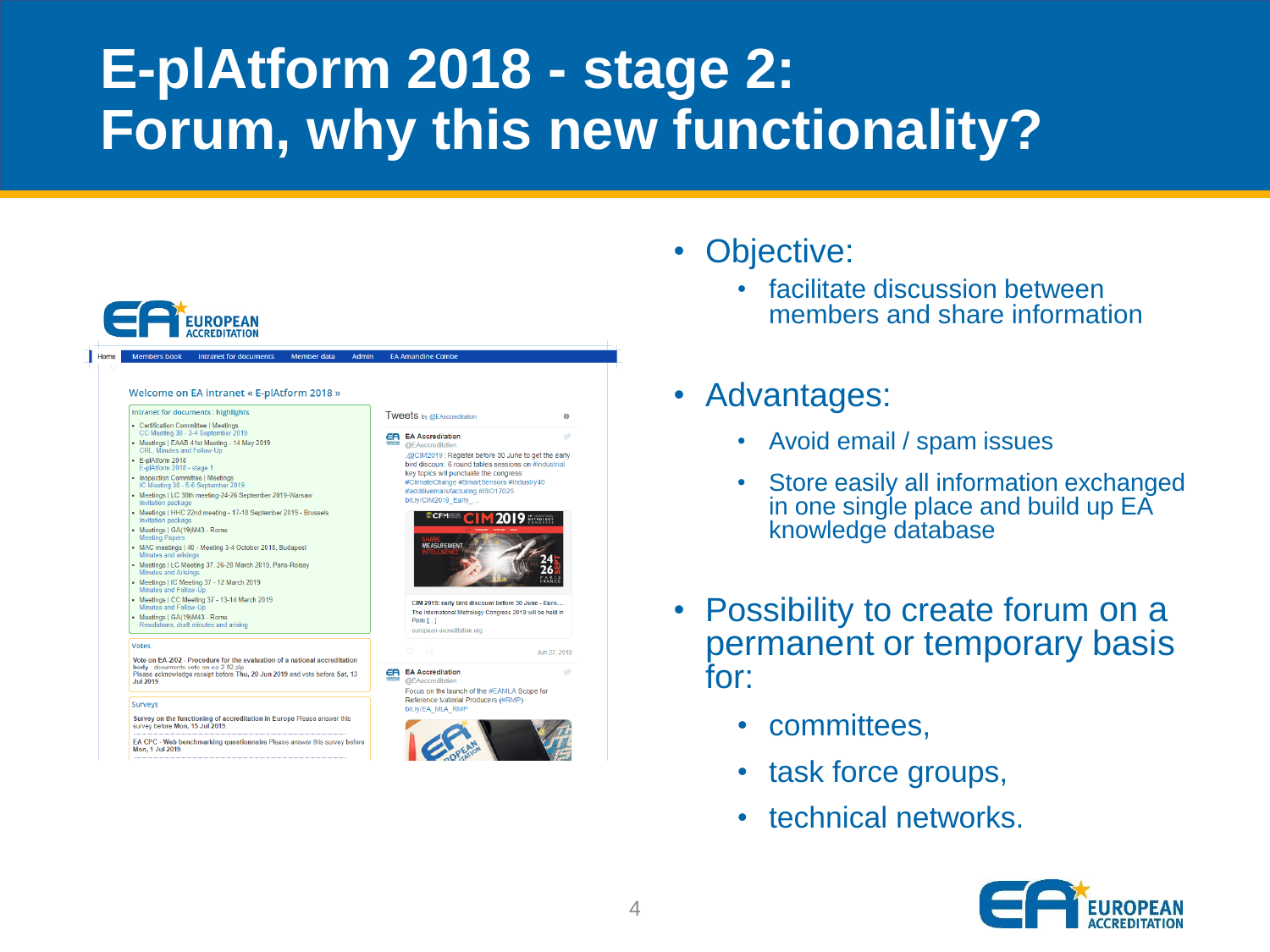# E-plAtform 2018 - stage 2: Forum, why this new functionality?

- Objective:
  - facilitate discussion between members and share information
- Advantages:
  - Avoid email / spam issues
  - Store easily all information exchanged in one single place and build up EA knowledge database
- Possibility to create forum on a permanent or temporary basis for:
  - committees,
  - task force groups,
  - technical networks.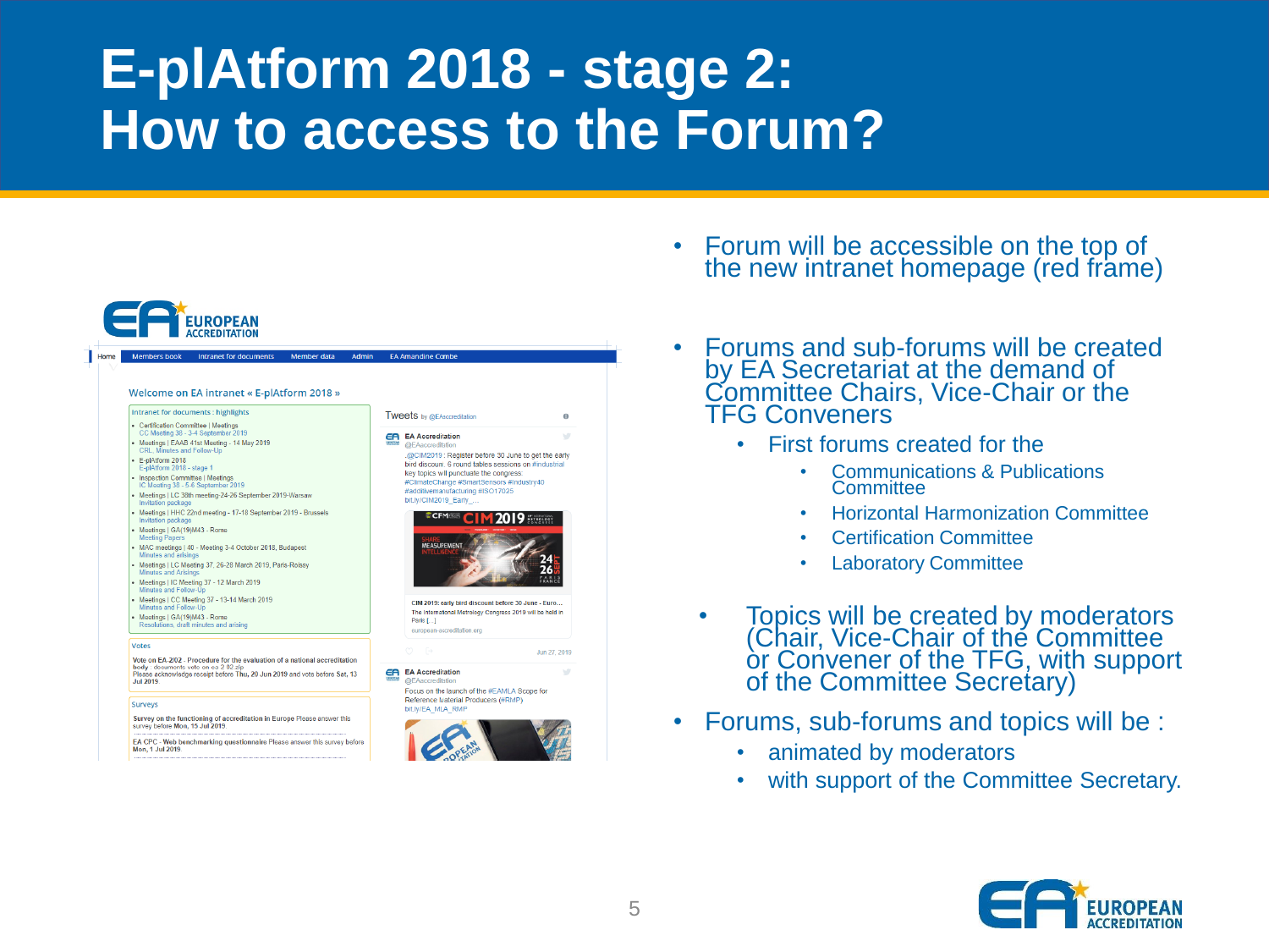# E-plAtform 2018 - stage 2: How to access to the Forum?

- Forum will be accessible on the top of the new intranet homepage (red frame)
- Forums and sub-forums will be created by EA Secretariat at the demand of Committee Chairs, Vice-Chair or the TFG Conveners
  - First forums created for the
    - Communications & Publications Committee
    - Horizontal Harmonization Committee
    - Certification Committee
    - Laboratory Committee
  - Topics will be created by moderators (Chair, Vice-Chair of the Committee or Convener of the TFG, with support of the Committee Secretary)
- Forums, sub-forums and topics will be :
  - animated by moderators
  - with support of the Committee Secretary.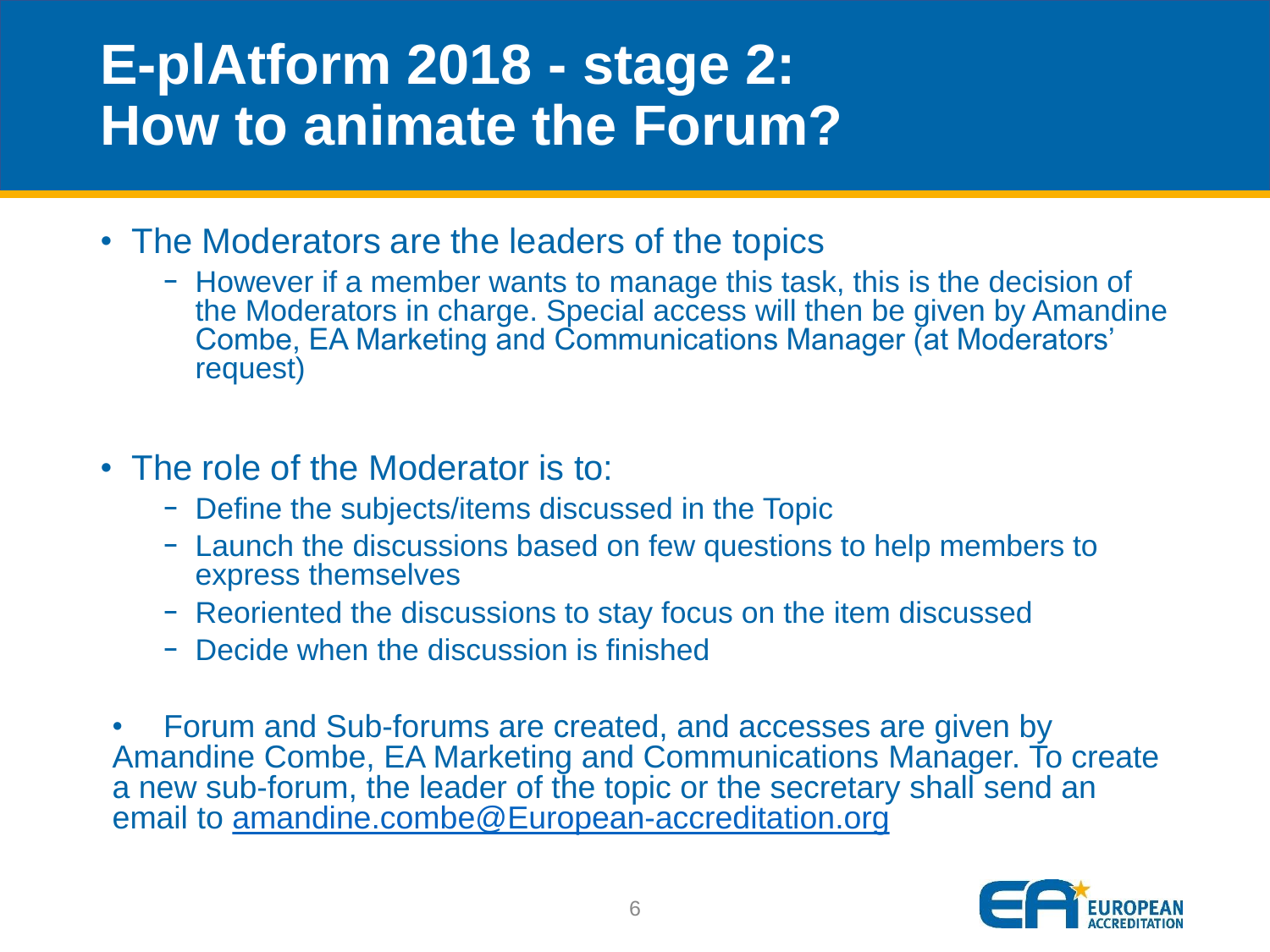# E-plAtform 2018 - stage 2: How to animate the Forum?

- The Moderators are the leaders of the topics
  - However if a member wants to manage this task, this is the decision of the Moderators in charge. Special access will then be given by Amandine Combe, EA Marketing and Communications Manager (at Moderators' request)

- The role of the Moderator is to:
  - Define the subjects/items discussed in the Topic
  - Launch the discussions based on few questions to help members to express themselves
  - Reoriented the discussions to stay focus on the item discussed
  - Decide when the discussion is finished

- Forum and Sub-forums are created, and accesses are given by Amandine Combe, EA Marketing and Communications Manager. To create a new sub-forum, the leader of the topic or the secretary shall send an email to amandine.combe@European-accreditation.org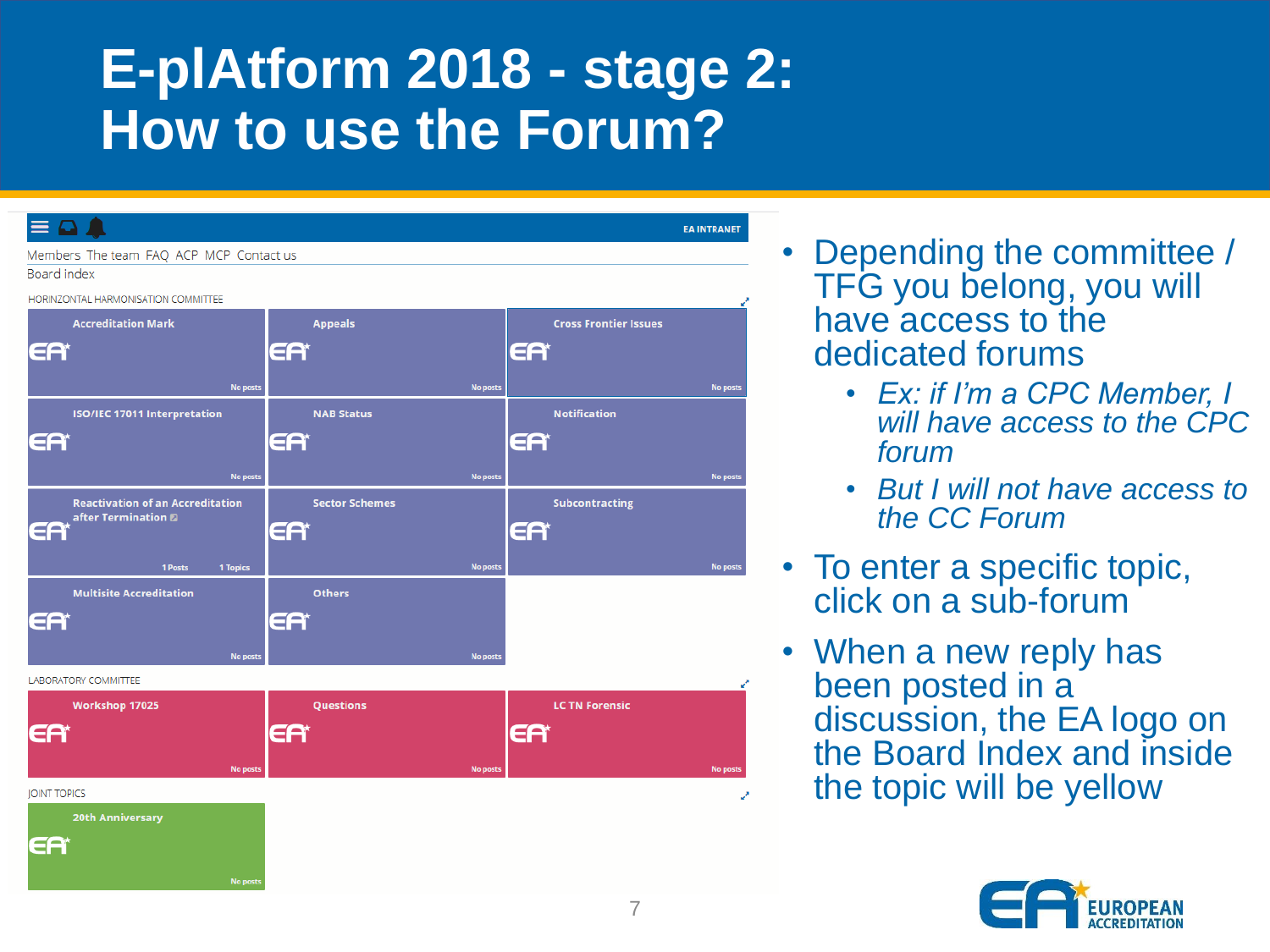# E-plAtform 2018 - stage 2: How to use the Forum?

EA INTRANET

Members The team FAQ ACP MCP Contact us

Board index

HORINZONTAL HARMONISATION COMMITTEE

| Accreditation Mark | Appeals | Cross Frontier Issues |
|---|---|---|
| No posts | No posts | No posts |
| ISO/IEC 17011 Interpretation | NAB Status | Notification |
| No posts | No posts | No posts |
| Reactivation of an Accreditation after Termination | Sector Schemes | Subcontracting |
| 1 Posts 1 Topics | No posts | No posts |
| Multisite Accreditation | Others | |
| No posts | No posts | |

LABORATORY COMMITTEE

| Workshop 17025 | Questions | LC TN Forensic |
|---|---|---|
| No posts | No posts | No posts |

JOINT TOPICS

| 20th Anniversary |
|---|
| No posts |

- Depending the committee / TFG you belong, you will have access to the dedicated forums
  - *Ex: if I'm a CPC Member, I will have access to the CPC forum*
  - *But I will not have access to the CC Forum*
- To enter a specific topic, click on a sub-forum
- When a new reply has been posted in a discussion, the EA logo on the Board Index and inside the topic will be yellow

EUROPEAN ACCREDITATION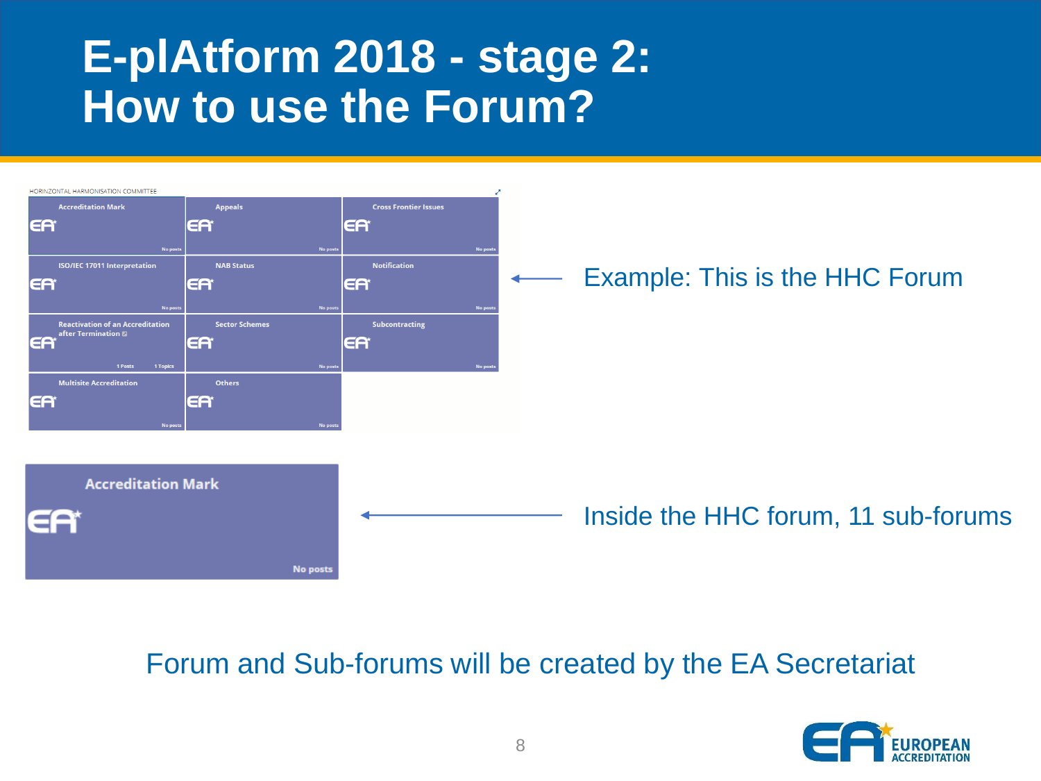# E-plAtform 2018 - stage 2: How to use the Forum?

HORINZONTAL HARMONISATION COMMITTEE

| | | |
|---|---|---|
| Accreditation Mark — No posts | Appeals — No posts | Cross Frontier Issues — No posts |
| ISO/IEC 17011 Interpretation — No posts | NAB Status — No posts | Notification — No posts |
| Reactivation of an Accreditation after Termination — 1 Posts, 1 Topics | Sector Schemes — No posts | Subcontracting — No posts |
| Multisite Accreditation — No posts | Others — No posts | |

Example: This is the HHC Forum

Accreditation Mark — No posts

Inside the HHC forum, 11 sub-forums

Forum and Sub-forums will be created by the EA Secretariat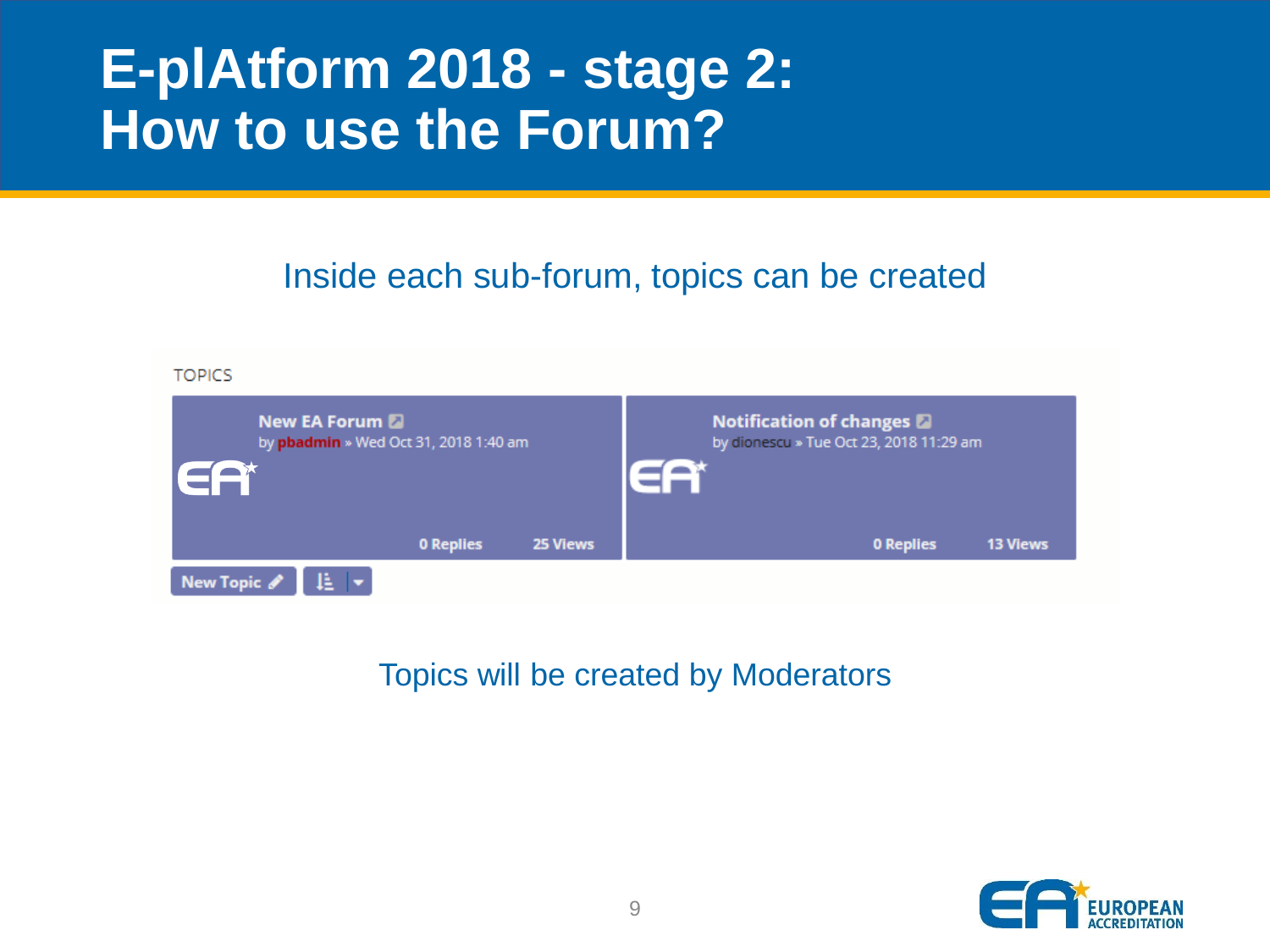# E-plAtform 2018 - stage 2: How to use the Forum?

Inside each sub-forum, topics can be created

TOPICS

| New EA Forum | Notification of changes |
|---|---|
| by pbadmin » Wed Oct 31, 2018 1:40 am | by dionescu » Tue Oct 23, 2018 11:29 am |
| 0 Replies 25 Views | 0 Replies 13 Views |

New Topic

Topics will be created by Moderators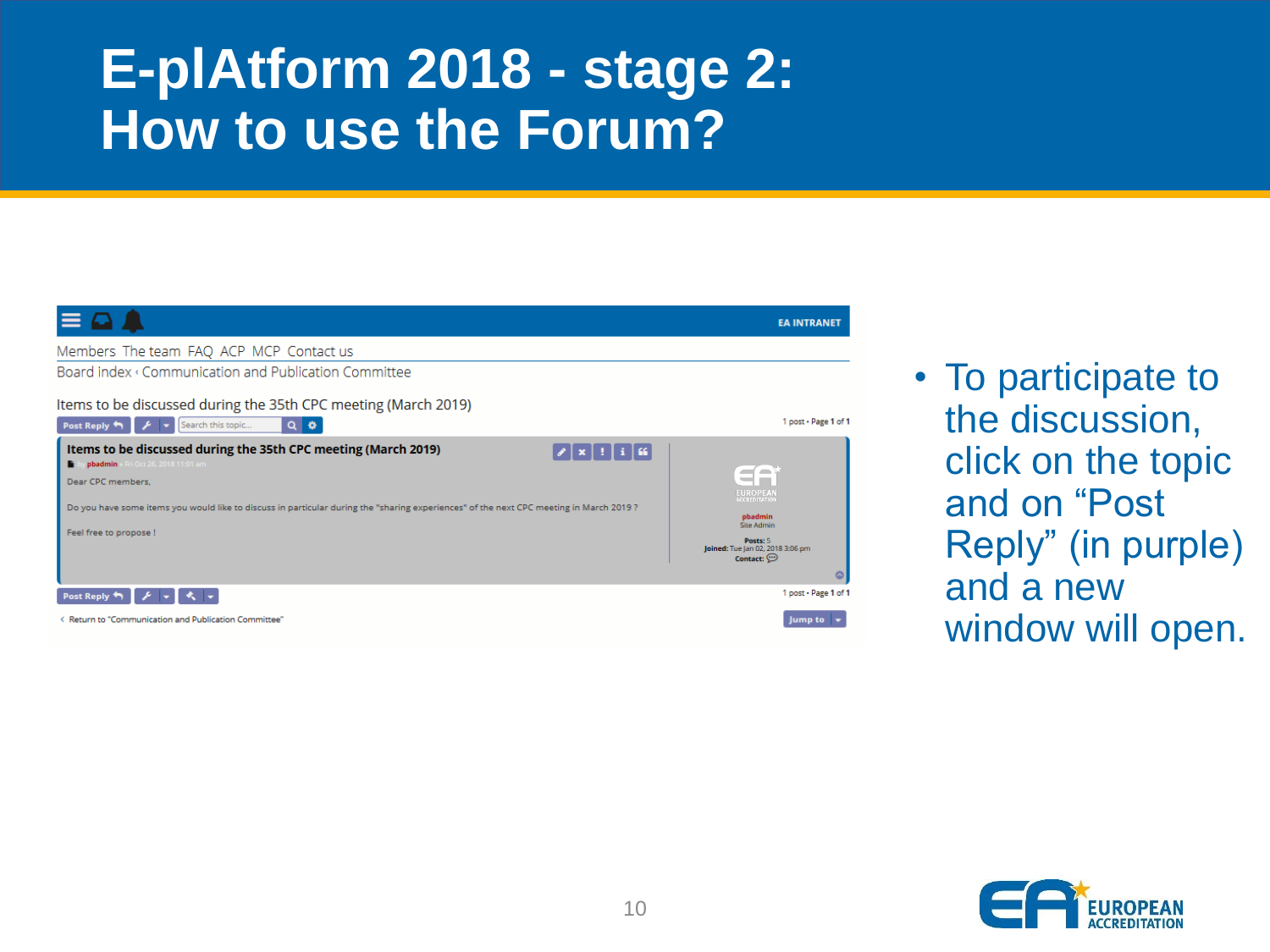# E-plAtform 2018 - stage 2: How to use the Forum?

- To participate to the discussion, click on the topic and on "Post Reply" (in purple) and a new window will open.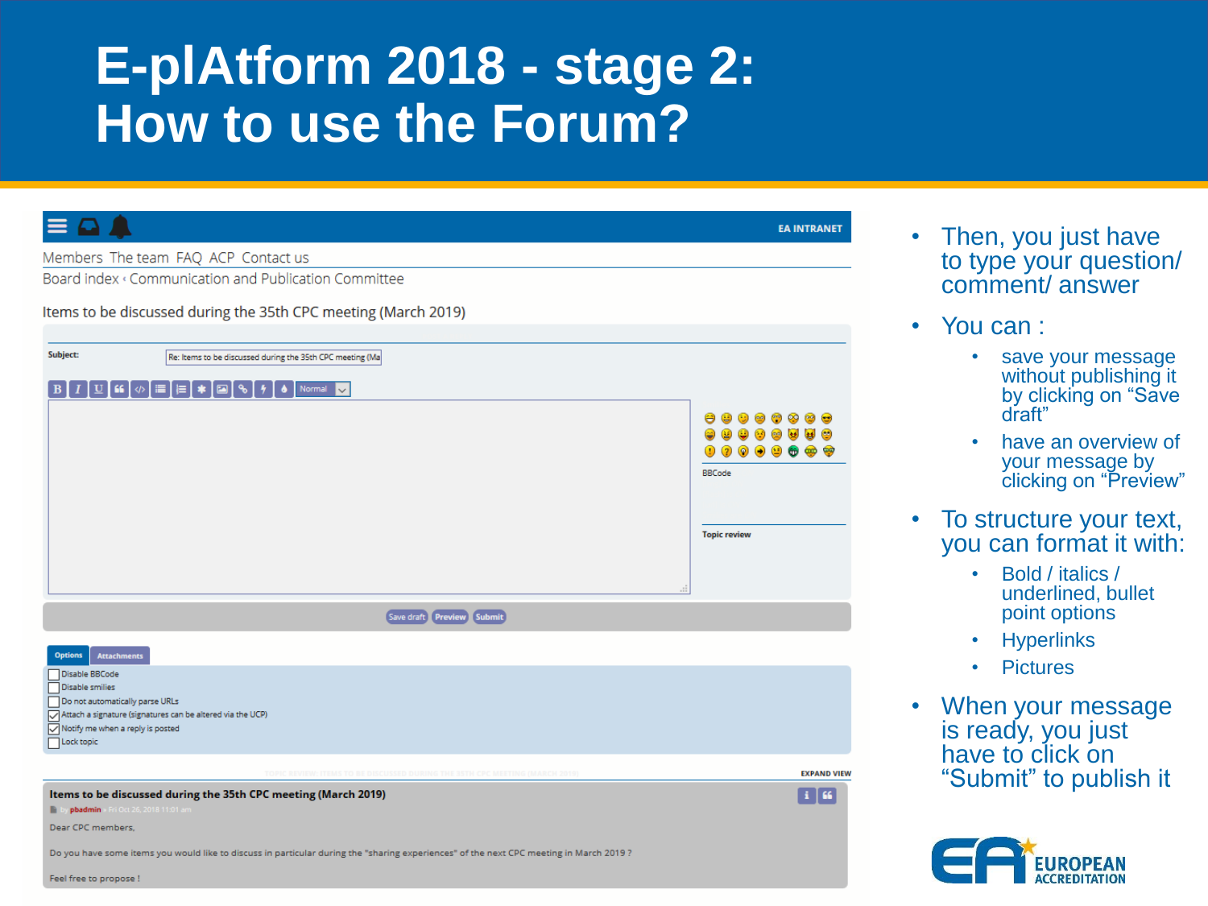# E-plAtform 2018 - stage 2: How to use the Forum?

EA INTRANET

Members The team FAQ ACP Contact us

Board index ‹ Communication and Publication Committee

Items to be discussed during the 35th CPC meeting (March 2019)

Subject: Re: Items to be discussed during the 35th CPC meeting (Ma

BBCode

Topic review

Save draft | Preview | Submit

Options | Attachments

- Disable BBCode
- Disable smilies
- Do not automatically parse URLs
- Attach a signature (signatures can be altered via the UCP)
- Notify me when a reply is posted
- Lock topic

EXPAND VIEW

**Items to be discussed during the 35th CPC meeting (March 2019)**

by pbadmin » Fri Oct 26, 2018 11:01 am

Dear CPC members,

Do you have some items you would like to discuss in particular during the "sharing experiences" of the next CPC meeting in March 2019 ?

Feel free to propose !

- Then, you just have to type your question/ comment/ answer
- You can :
  - save your message without publishing it by clicking on “Save draft”
  - have an overview of your message by clicking on “Preview”
- To structure your text, you can format it with:
  - Bold / italics / underlined, bullet point options
  - Hyperlinks
  - Pictures
- When your message is ready, you just have to click on “Submit” to publish it

EUROPEAN ACCREDITATION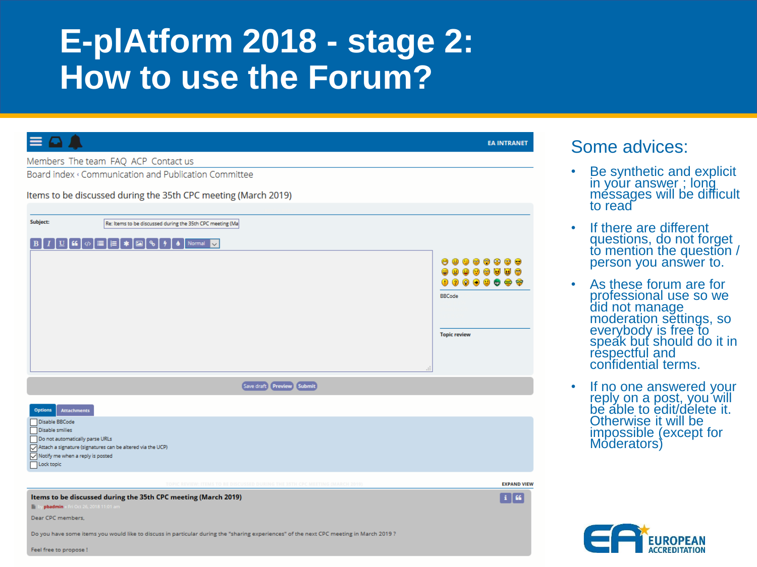# E-plAtform 2018 - stage 2:
# How to use the Forum?

EA INTRANET

Members The team FAQ ACP Contact us

Board index ‹ Communication and Publication Committee

Items to be discussed during the 35th CPC meeting (March 2019)

Subject: Re: Items to be discussed during the 35th CPC meeting (Ma

BBCode

Topic review

Save draft Preview Submit

Options Attachments

- Disable BBCode
- Disable smilies
- Do not automatically parse URLs
- Attach a signature (signatures can be altered via the UCP)
- Notify me when a reply is posted
- Lock topic

EXPAND VIEW

**Items to be discussed during the 35th CPC meeting (March 2019)**

by pbadmin » Fri Oct 26, 2018 11:01 am

Dear CPC members,

Do you have some items you would like to discuss in particular during the "sharing experiences" of the next CPC meeting in March 2019 ?

Feel free to propose !

## Some advices:

- Be synthetic and explicit in your answer ; long messages will be difficult to read
- If there are different questions, do not forget to mention the question / person you answer to.
- As these forum are for professional use so we did not manage moderation settings, so everybody is free to speak but should do it in respectful and confidential terms.
- If no one answered your reply on a post, you will be able to edit/delete it. Otherwise it will be impossible (except for Moderators)

EUROPEAN ACCREDITATION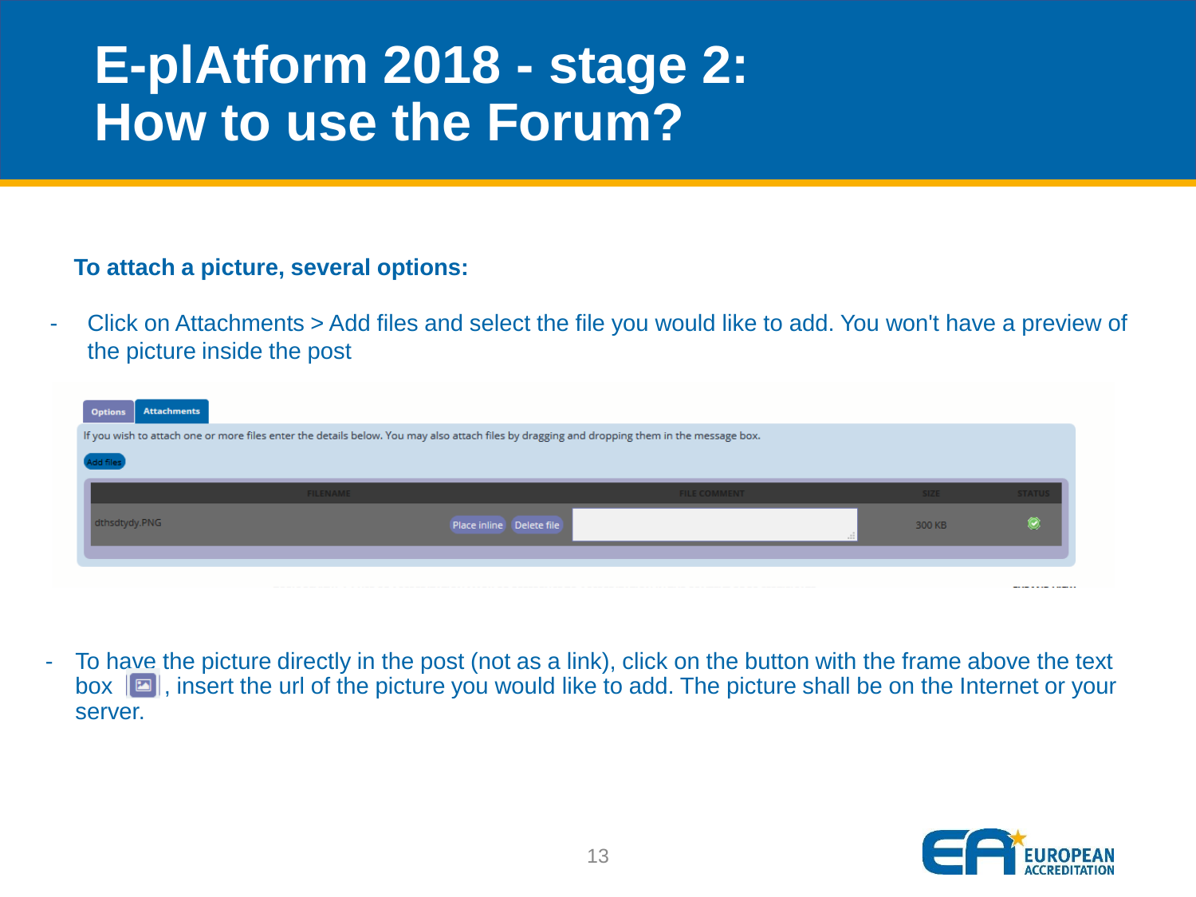# E-plAtform 2018 - stage 2: How to use the Forum?

**To attach a picture, several options:**

- Click on Attachments > Add files and select the file you would like to add. You won't have a preview of the picture inside the post

Options | Attachments

If you wish to attach one or more files enter the details below. You may also attach files by dragging and dropping them in the message box.

Add files

| FILENAME | | FILE COMMENT | SIZE | STATUS |
|---|---|---|---|---|
| dthsdtydy.PNG | Place inline Delete file | | 300 KB | |

- To have the picture directly in the post (not as a link), click on the button with the frame above the text box, insert the url of the picture you would like to add. The picture shall be on the Internet or your server.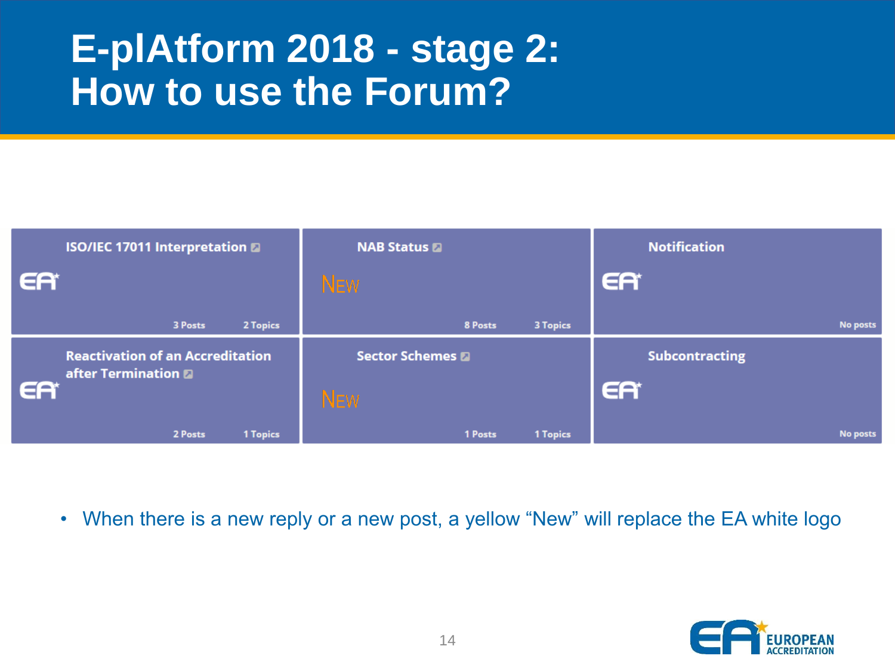# E-plAtform 2018 - stage 2: How to use the Forum?

| ISO/IEC 17011 Interpretation | NAB Status | Notification |
|---|---|---|
| EA | NEW | EA |
| 3 Posts 2 Topics | 8 Posts 3 Topics | No posts |
| **Reactivation of an Accreditation after Termination** | **Sector Schemes** | **Subcontracting** |
| EA | NEW | EA |
| 2 Posts 1 Topics | 1 Posts 1 Topics | No posts |

- When there is a new reply or a new post, a yellow “New” will replace the EA white logo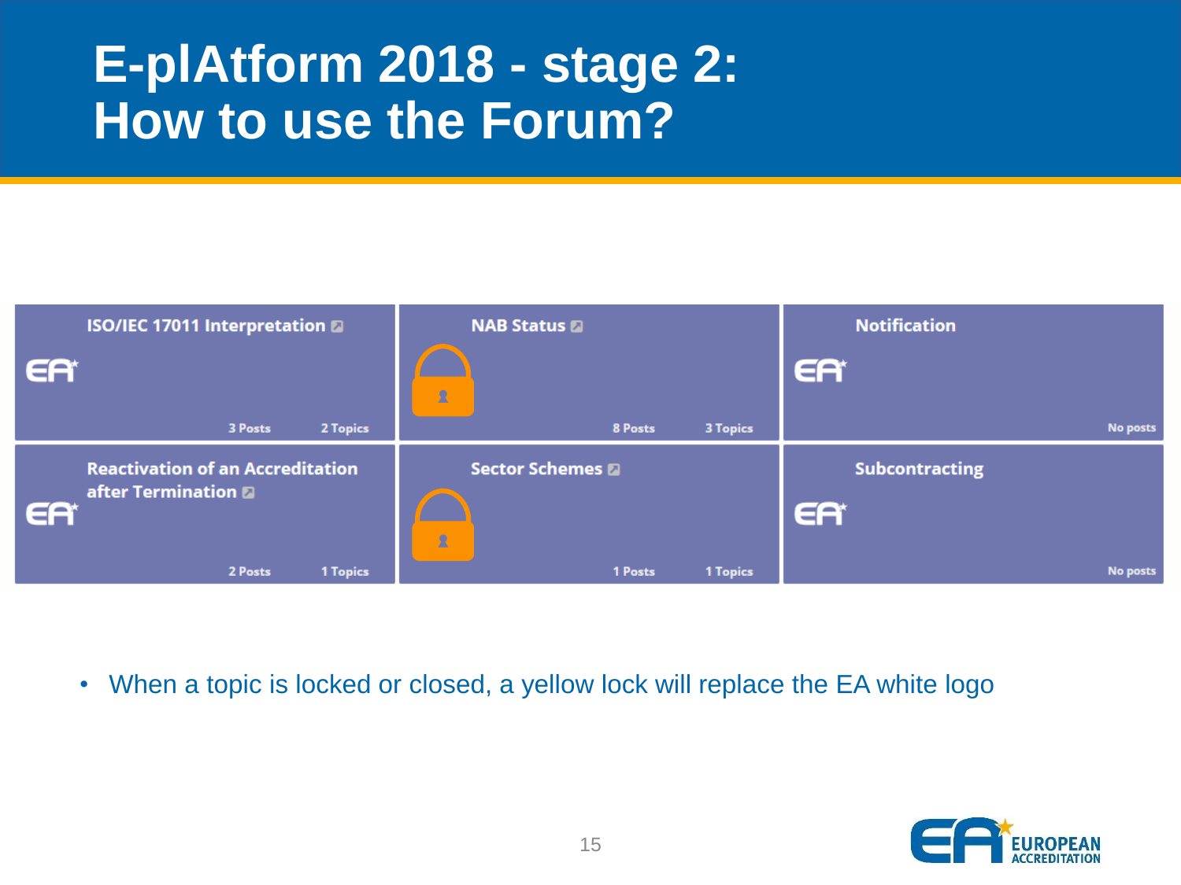# E-plAtform 2018 - stage 2: How to use the Forum?

| ISO/IEC 17011 Interpretation | NAB Status | Notification |
| --- | --- | --- |
| 3 Posts, 2 Topics | 8 Posts, 3 Topics | No posts |
| **Reactivation of an Accreditation after Termination** | **Sector Schemes** | **Subcontracting** |
| 2 Posts, 1 Topics | 1 Posts, 1 Topics | No posts |

- When a topic is locked or closed, a yellow lock will replace the EA white logo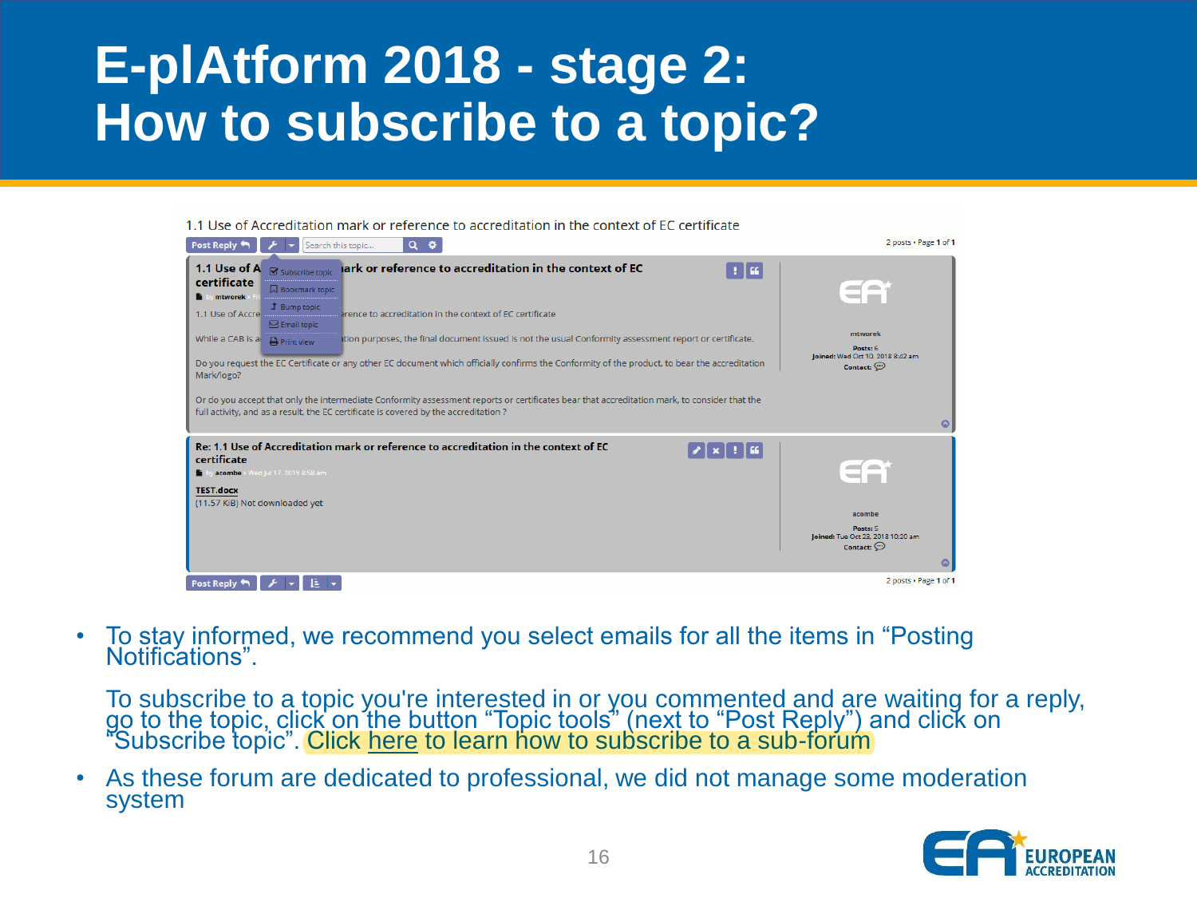# E-plAtform 2018 - stage 2: How to subscribe to a topic?

- To stay informed, we recommend you select emails for all the items in "Posting Notifications".

  To subscribe to a topic you're interested in or you commented and are waiting for a reply, go to the topic, click on the button "Topic tools" (next to "Post Reply") and click on "Subscribe topic". Click here to learn how to subscribe to a sub-forum

- As these forum are dedicated to professional, we did not manage some moderation system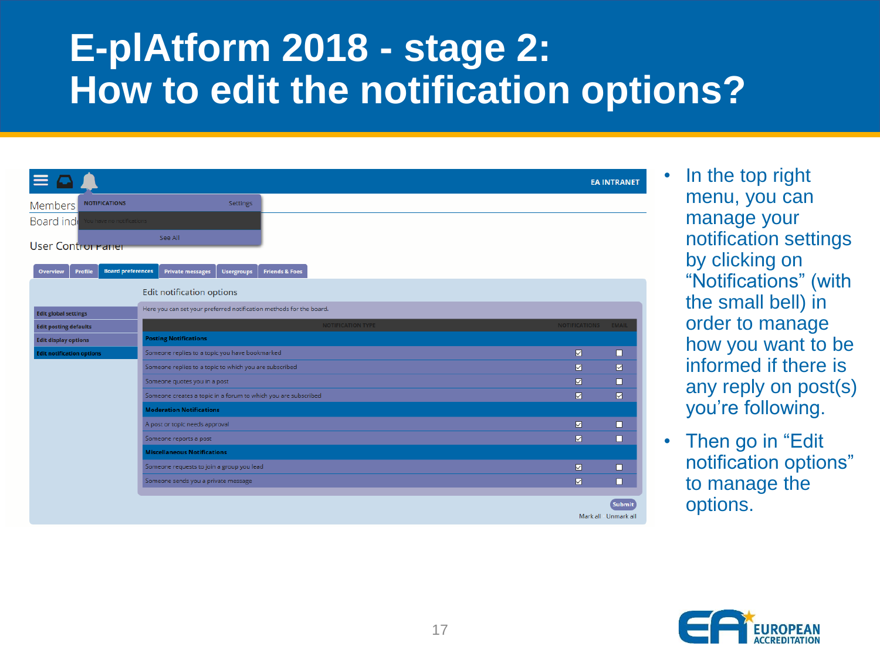# E-plAtform 2018 - stage 2: How to edit the notification options?

- In the top right menu, you can manage your notification settings by clicking on "Notifications" (with the small bell) in order to manage how you want to be informed if there is any reply on post(s) you're following.
- Then go in "Edit notification options" to manage the options.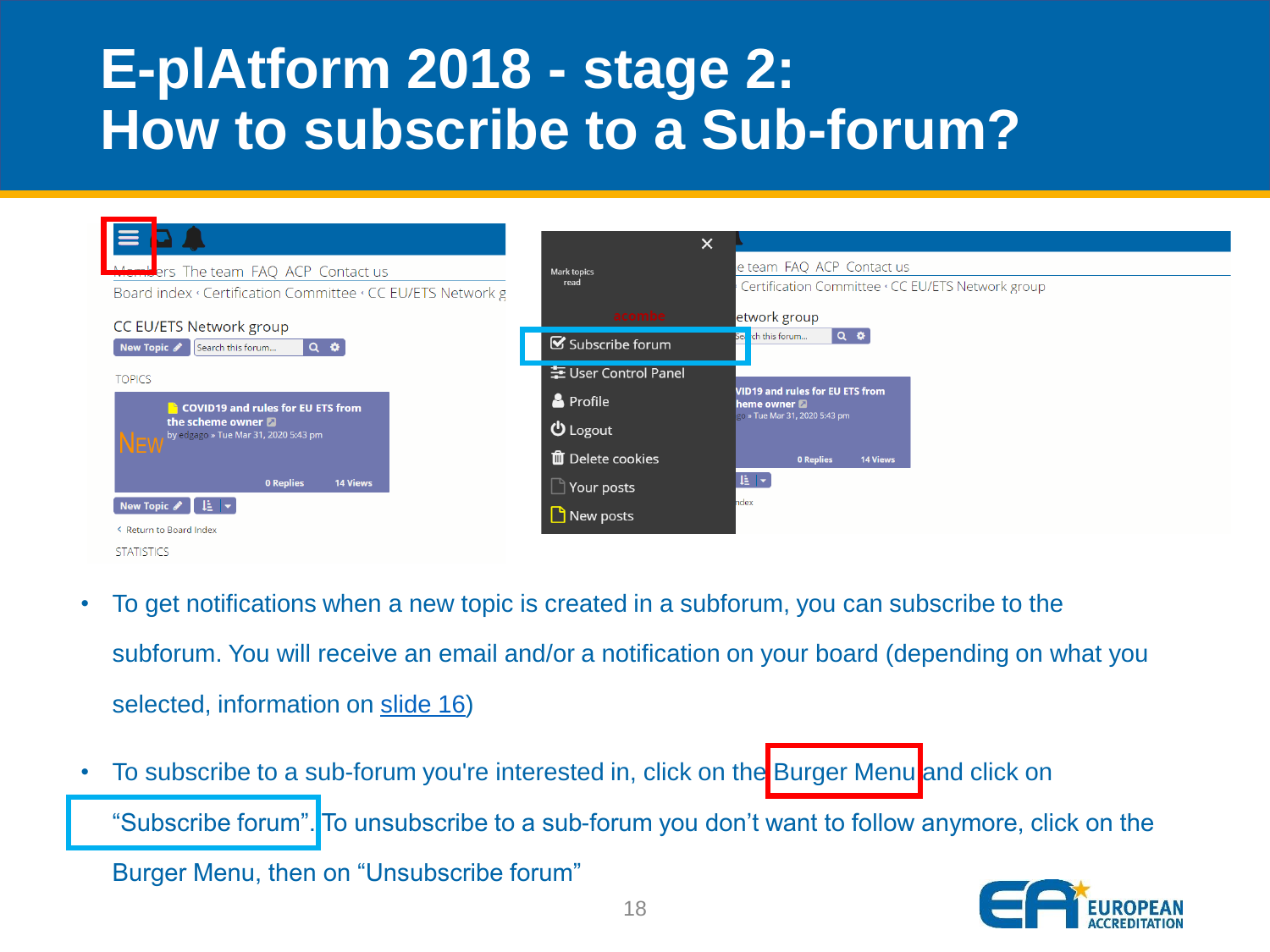# E-plAtform 2018 - stage 2: How to subscribe to a Sub-forum?

- To get notifications when a new topic is created in a subforum, you can subscribe to the subforum. You will receive an email and/or a notification on your board (depending on what you selected, information on slide 16)
- To subscribe to a sub-forum you're interested in, click on the Burger Menu and click on "Subscribe forum". To unsubscribe to a sub-forum you don't want to follow anymore, click on the Burger Menu, then on "Unsubscribe forum"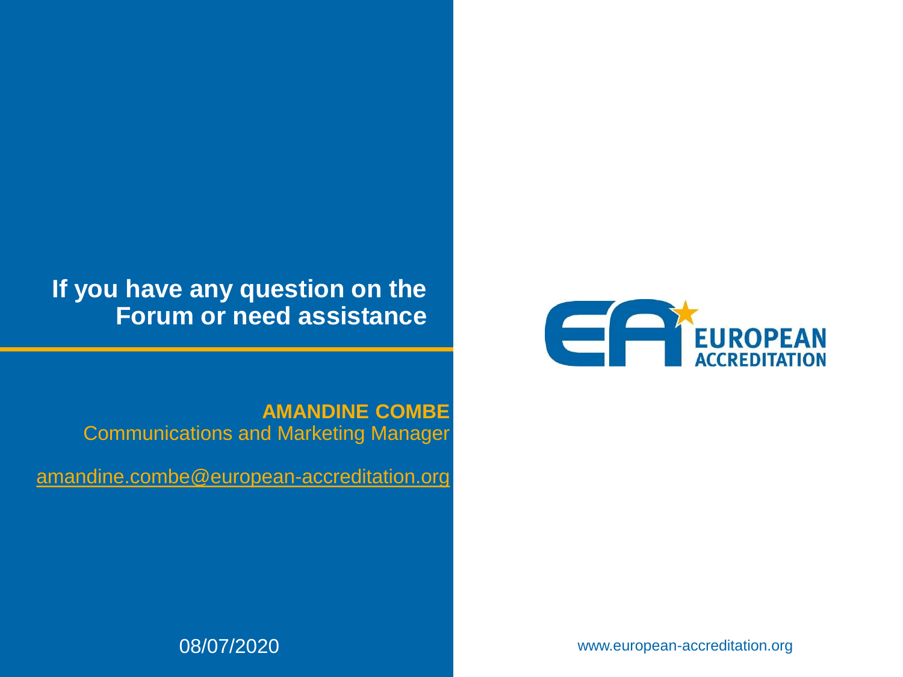**If you have any question on the Forum or need assistance**

**AMANDINE COMBE**
Communications and Marketing Manager

amandine.combe@european-accreditation.org

EUROPEAN ACCREDITATION

08/07/2020

www.european-accreditation.org